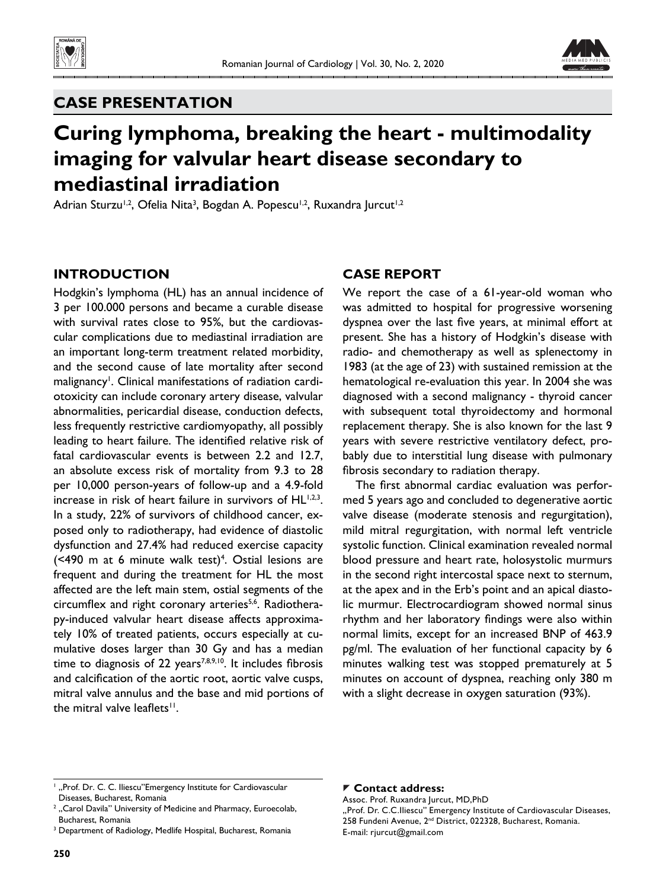## CASE PRESENTATION

# Curing lymphoma, breaking the heart - multimodality imaging for valvular heart disease secondary to mediastinal irradiation

Adrian Sturzu[1,2], Ofelia Nita[3], Bogdan A. Popescu[1,2], Ruxandra Jurcut[1,2]

## INTRODUCTION

Hodgkin's lymphoma (HL) has an annual incidence of 3 per 100.000 persons and became a curable disease with survival rates close to 95%, but the cardiovascular complications due to mediastinal irradiation are an important long-term treatment related morbidity, and the second cause of late mortality after second malignancy[1]. Clinical manifestations of radiation cardiotoxicity can include coronary artery disease, valvular abnormalities, pericardial disease, conduction defects, less frequently restrictive cardiomyopathy, all possibly leading to heart failure. The identified relative risk of fatal cardiovascular events is between 2.2 and 12.7, an absolute excess risk of mortality from 9.3 to 28 per 10,000 person-years of follow-up and a 4.9-fold increase in risk of heart failure in survivors of HL[1,2,3]. In a study, 22% of survivors of childhood cancer, exposed only to radiotherapy, had evidence of diastolic dysfunction and 27.4% had reduced exercise capacity (<490 m at 6 minute walk test)[4]. Ostial lesions are frequent and during the treatment for HL the most affected are the left main stem, ostial segments of the circumflex and right coronary arteries[5,6]. Radiotherapy-induced valvular heart disease affects approximately 10% of treated patients, occurs especially at cumulative doses larger than 30 Gy and has a median time to diagnosis of 22 years[7,8,9,10]. It includes fibrosis and calcification of the aortic root, aortic valve cusps, mitral valve annulus and the base and mid portions of the mitral valve leaflets[11].

## CASE REPORT

We report the case of a 61-year-old woman who was admitted to hospital for progressive worsening dyspnea over the last five years, at minimal effort at present. She has a history of Hodgkin's disease with radio- and chemotherapy as well as splenectomy in 1983 (at the age of 23) with sustained remission at the hematological re-evaluation this year. In 2004 she was diagnosed with a second malignancy - thyroid cancer with subsequent total thyroidectomy and hormonal replacement therapy. She is also known for the last 9 years with severe restrictive ventilatory defect, probably due to interstitial lung disease with pulmonary fibrosis secondary to radiation therapy.

The first abnormal cardiac evaluation was performed 5 years ago and concluded to degenerative aortic valve disease (moderate stenosis and regurgitation), mild mitral regurgitation, with normal left ventricle systolic function. Clinical examination revealed normal blood pressure and heart rate, holosystolic murmurs in the second right intercostal space next to sternum, at the apex and in the Erb's point and an apical diastolic murmur. Electrocardiogram showed normal sinus rhythm and her laboratory findings were also within normal limits, except for an increased BNP of 463.9 pg/ml. The evaluation of her functional capacity by 6 minutes walking test was stopped prematurely at 5 minutes on account of dyspnea, reaching only 380 m with a slight decrease in oxygen saturation (93%).

---

[1] „Prof. Dr. C. C. Iliescu"Emergency Institute for Cardiovascular Diseases, Bucharest, Romania

[2] „Carol Davila" University of Medicine and Pharmacy, Euroecolab, Bucharest, Romania

[3] Department of Radiology, Medlife Hospital, Bucharest, Romania

**Contact address:**
Assoc. Prof. Ruxandra Jurcut, MD,PhD
„Prof. Dr. C.C.Iliescu" Emergency Institute of Cardiovascular Diseases, 258 Fundeni Avenue, 2nd District, 022328, Bucharest, Romania.
E-mail: rjurcut@gmail.com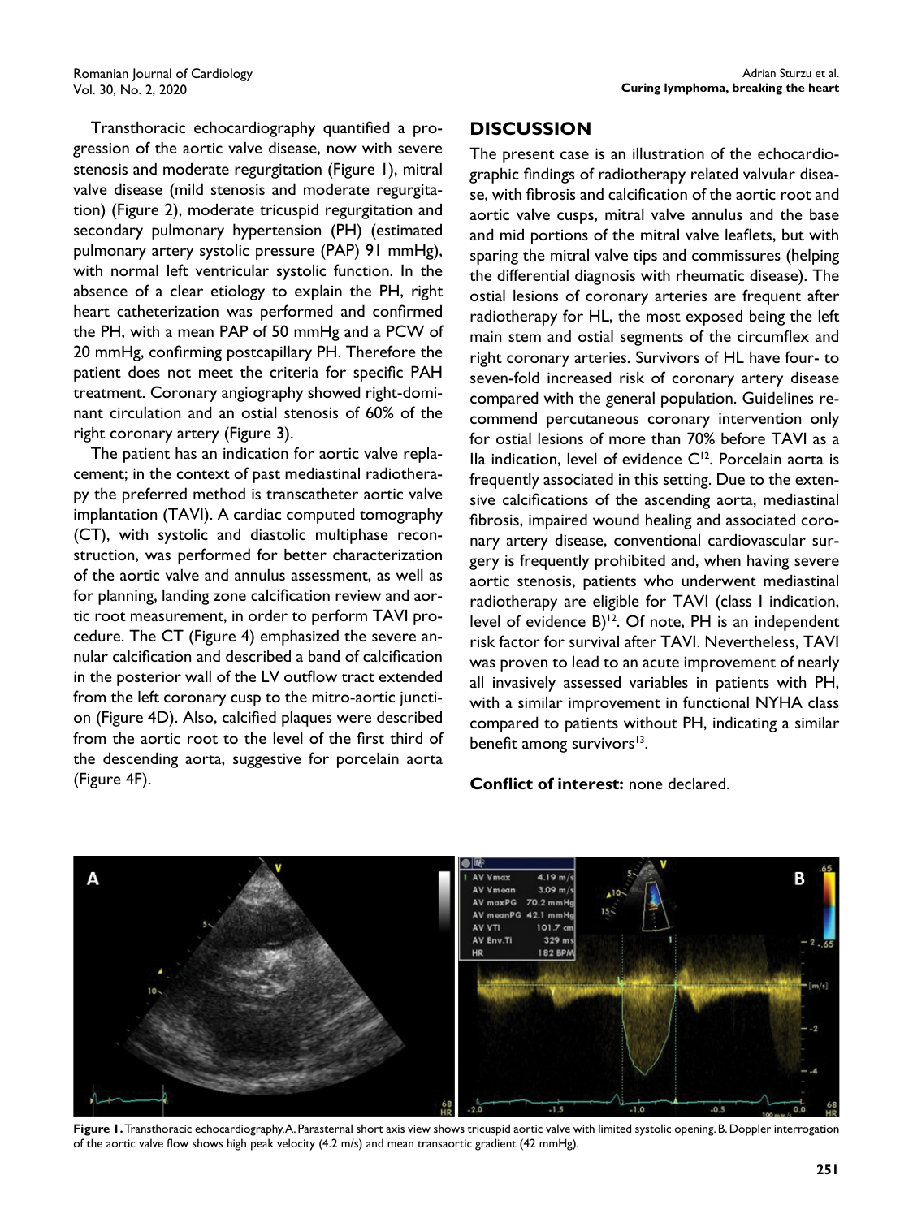Transthoracic echocardiography quantified a progression of the aortic valve disease, now with severe stenosis and moderate regurgitation (Figure 1), mitral valve disease (mild stenosis and moderate regurgitation) (Figure 2), moderate tricuspid regurgitation and secondary pulmonary hypertension (PH) (estimated pulmonary artery systolic pressure (PAP) 91 mmHg), with normal left ventricular systolic function. In the absence of a clear etiology to explain the PH, right heart catheterization was performed and confirmed the PH, with a mean PAP of 50 mmHg and a PCW of 20 mmHg, confirming postcapillary PH. Therefore the patient does not meet the criteria for specific PAH treatment. Coronary angiography showed right-dominant circulation and an ostial stenosis of 60% of the right coronary artery (Figure 3).

The patient has an indication for aortic valve replacement; in the context of past mediastinal radiotherapy the preferred method is transcatheter aortic valve implantation (TAVI). A cardiac computed tomography (CT), with systolic and diastolic multiphase reconstruction, was performed for better characterization of the aortic valve and annulus assessment, as well as for planning, landing zone calcification review and aortic root measurement, in order to perform TAVI procedure. The CT (Figure 4) emphasized the severe annular calcification and described a band of calcification in the posterior wall of the LV outflow tract extended from the left coronary cusp to the mitro-aortic junction (Figure 4D). Also, calcified plaques were described from the aortic root to the level of the first third of the descending aorta, suggestive for porcelain aorta (Figure 4F).

## DISCUSSION

The present case is an illustration of the echocardiographic findings of radiotherapy related valvular disease, with fibrosis and calcification of the aortic root and aortic valve cusps, mitral valve annulus and the base and mid portions of the mitral valve leaflets, but with sparing the mitral valve tips and commissures (helping the differential diagnosis with rheumatic disease). The ostial lesions of coronary arteries are frequent after radiotherapy for HL, the most exposed being the left main stem and ostial segments of the circumflex and right coronary arteries. Survivors of HL have four- to seven-fold increased risk of coronary artery disease compared with the general population. Guidelines recommend percutaneous coronary intervention only for ostial lesions of more than 70% before TAVI as a IIa indication, level of evidence C[12]. Porcelain aorta is frequently associated in this setting. Due to the extensive calcifications of the ascending aorta, mediastinal fibrosis, impaired wound healing and associated coronary artery disease, conventional cardiovascular surgery is frequently prohibited and, when having severe aortic stenosis, patients who underwent mediastinal radiotherapy are eligible for TAVI (class I indication, level of evidence B)[12]. Of note, PH is an independent risk factor for survival after TAVI. Nevertheless, TAVI was proven to lead to an acute improvement of nearly all invasively assessed variables in patients with PH, with a similar improvement in functional NYHA class compared to patients without PH, indicating a similar benefit among survivors[13].

**Conflict of interest:** none declared.

**Figure 1.** Transthoracic echocardiography. A. Parasternal short axis view shows tricuspid aortic valve with limited systolic opening. B. Doppler interrogation of the aortic valve flow shows high peak velocity (4.2 m/s) and mean transaortic gradient (42 mmHg).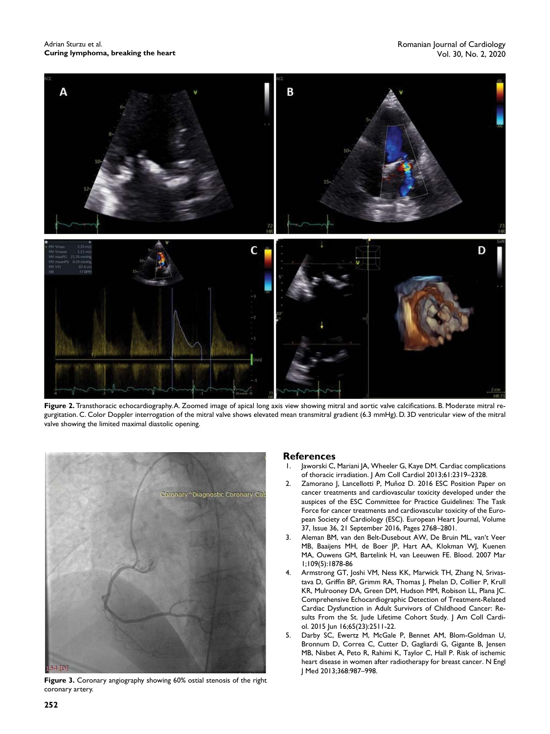**Figure 2.** Transthoracic echocardiography. A. Zoomed image of apical long axis view showing mitral and aortic valve calcifications. B. Moderate mitral regurgitation. C. Color Doppler interrogation of the mitral valve shows elevated mean transmitral gradient (6.3 mmHg). D. 3D ventricular view of the mitral valve showing the limited maximal diastolic opening.

**Figure 3.** Coronary angiography showing 60% ostial stenosis of the right coronary artery.

## References

1. Jaworski C, Mariani JA, Wheeler G, Kaye DM. Cardiac complications of thoracic irradiation. J Am Coll Cardiol 2013;61:2319–2328.
2. Zamorano J, Lancellotti P, Muñoz D. 2016 ESC Position Paper on cancer treatments and cardiovascular toxicity developed under the auspices of the ESC Committee for Practice Guidelines: The Task Force for cancer treatments and cardiovascular toxicity of the European Society of Cardiology (ESC). European Heart Journal, Volume 37, Issue 36, 21 September 2016, Pages 2768–2801.
3. Aleman BM, van den Belt-Dusebout AW, De Bruin ML, van't Veer MB, Baaijens MH, de Boer JP, Hart AA, Klokman WJ, Kuenen MA, Ouwens GM, Bartelink H, van Leeuwen FE. Blood. 2007 Mar 1;109(5):1878-86
4. Armstrong GT, Joshi VM, Ness KK, Marwick TH, Zhang N, Srivastava D, Griffin BP, Grimm RA, Thomas J, Phelan D, Collier P, Krull KR, Mulrooney DA, Green DM, Hudson MM, Robison LL, Plana JC. Comprehensive Echocardiographic Detection of Treatment-Related Cardiac Dysfunction in Adult Survivors of Childhood Cancer: Results From the St. Jude Lifetime Cohort Study. J Am Coll Cardiol. 2015 Jun 16;65(23):2511-22.
5. Darby SC, Ewertz M, McGale P, Bennet AM, Blom-Goldman U, Bronnum D, Correa C, Cutter D, Gagliardi G, Gigante B, Jensen MB, Nisbet A, Peto R, Rahimi K, Taylor C, Hall P. Risk of ischemic heart disease in women after radiotherapy for breast cancer. N Engl J Med 2013;368:987–998.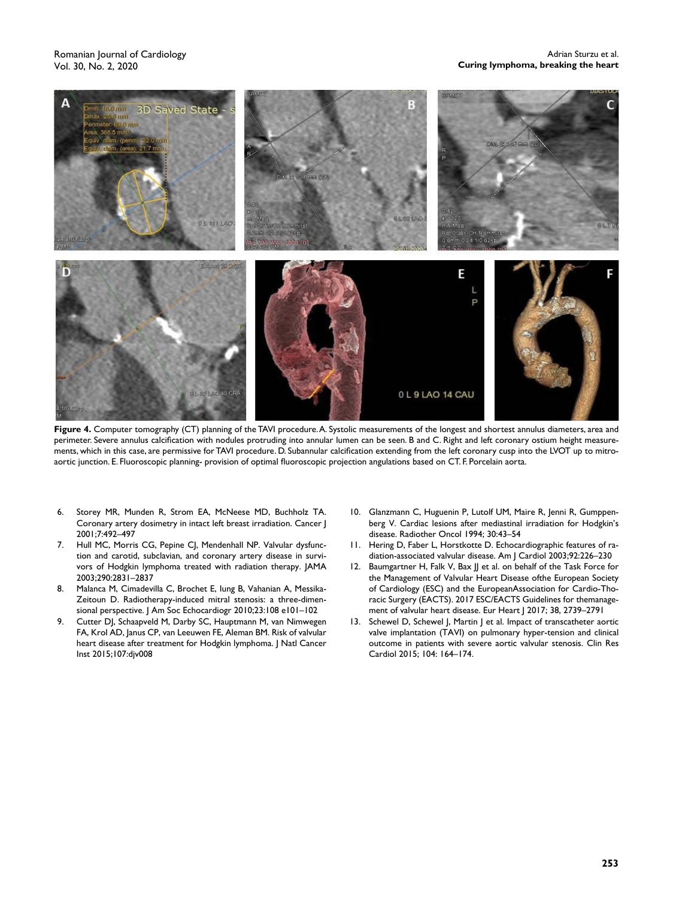**Figure 4.** Computer tomography (CT) planning of the TAVI procedure. A. Systolic measurements of the longest and shortest annulus diameters, area and perimeter. Severe annulus calcification with nodules protruding into annular lumen can be seen. B and C. Right and left coronary ostium height measurements, which in this case, are permissive for TAVI procedure. D. Subannular calcification extending from the left coronary cusp into the LVOT up to mitroaortic junction. E. Fluoroscopic planning- provision of optimal fluoroscopic projection angulations based on CT. F. Porcelain aorta.

6. Storey MR, Munden R, Strom EA, McNeese MD, Buchholz TA. Coronary artery dosimetry in intact left breast irradiation. Cancer J 2001;7:492–497
7. Hull MC, Morris CG, Pepine CJ, Mendenhall NP. Valvular dysfunction and carotid, subclavian, and coronary artery disease in survivors of Hodgkin lymphoma treated with radiation therapy. JAMA 2003;290:2831–2837
8. Malanca M, Cimadevilla C, Brochet E, Iung B, Vahanian A, Messika-Zeitoun D. Radiotherapy-induced mitral stenosis: a three-dimensional perspective. J Am Soc Echocardiogr 2010;23:108 e101–102
9. Cutter DJ, Schaapveld M, Darby SC, Hauptmann M, van Nimwegen FA, Krol AD, Janus CP, van Leeuwen FE, Aleman BM. Risk of valvular heart disease after treatment for Hodgkin lymphoma. J Natl Cancer Inst 2015;107:djv008
10. Glanzmann C, Huguenin P, Lutolf UM, Maire R, Jenni R, Gumppenberg V. Cardiac lesions after mediastinal irradiation for Hodgkin's disease. Radiother Oncol 1994; 30:43–54
11. Hering D, Faber L, Horstkotte D. Echocardiographic features of radiation-associated valvular disease. Am J Cardiol 2003;92:226–230
12. Baumgartner H, Falk V, Bax JJ et al. on behalf of the Task Force for the Management of Valvular Heart Disease ofthe European Society of Cardiology (ESC) and the EuropeanAssociation for Cardio-Thoracic Surgery (EACTS). 2017 ESC/EACTS Guidelines for themanagement of valvular heart disease. Eur Heart J 2017; 38, 2739–2791
13. Schewel D, Schewel J, Martin J et al. Impact of transcatheter aortic valve implantation (TAVI) on pulmonary hyper-tension and clinical outcome in patients with severe aortic valvular stenosis. Clin Res Cardiol 2015; 104: 164–174.